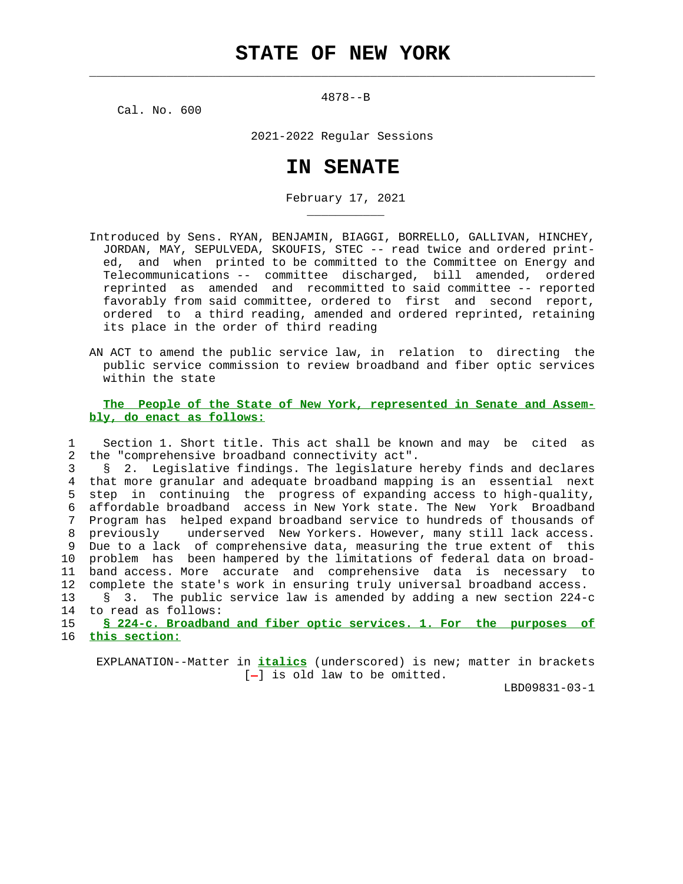# STATE OF NEW YORK

4878--B

Cal. No. 600

2021-2022 Regular Sessions

# IN SENATE

February 17, 2021

Introduced by Sens. RYAN, BENJAMIN, BIAGGI, BORRELLO, GALLIVAN, HINCHEY, JORDAN, MAY, SEPULVEDA, SKOUFIS, STEC -- read twice and ordered printed, and when printed to be committed to the Committee on Energy and Telecommunications -- committee discharged, bill amended, ordered reprinted as amended and recommitted to said committee -- reported favorably from said committee, ordered to first and second report, ordered to a third reading, amended and ordered reprinted, retaining its place in the order of third reading

AN ACT to amend the public service law, in relation to directing the public service commission to review broadband and fiber optic services within the state

**The People of the State of New York, represented in Senate and Assembly, do enact as follows:**

1 Section 1. Short title. This act shall be known and may be cited as
2 the "comprehensive broadband connectivity act".
3 § 2. Legislative findings. The legislature hereby finds and declares
4 that more granular and adequate broadband mapping is an essential next
5 step in continuing the progress of expanding access to high-quality,
6 affordable broadband access in New York state. The New York Broadband
7 Program has helped expand broadband service to hundreds of thousands of
8 previously underserved New Yorkers. However, many still lack access.
9 Due to a lack of comprehensive data, measuring the true extent of this
10 problem has been hampered by the limitations of federal data on broad-
11 band access. More accurate and comprehensive data is necessary to
12 complete the state's work in ensuring truly universal broadband access.
13 § 3. The public service law is amended by adding a new section 224-c
14 to read as follows:
15 **§ 224-c. Broadband and fiber optic services. 1. For the purposes of**
16 **this section:**

EXPLANATION--Matter in ***italics*** (underscored) is new; matter in brackets [-] is old law to be omitted.

LBD09831-03-1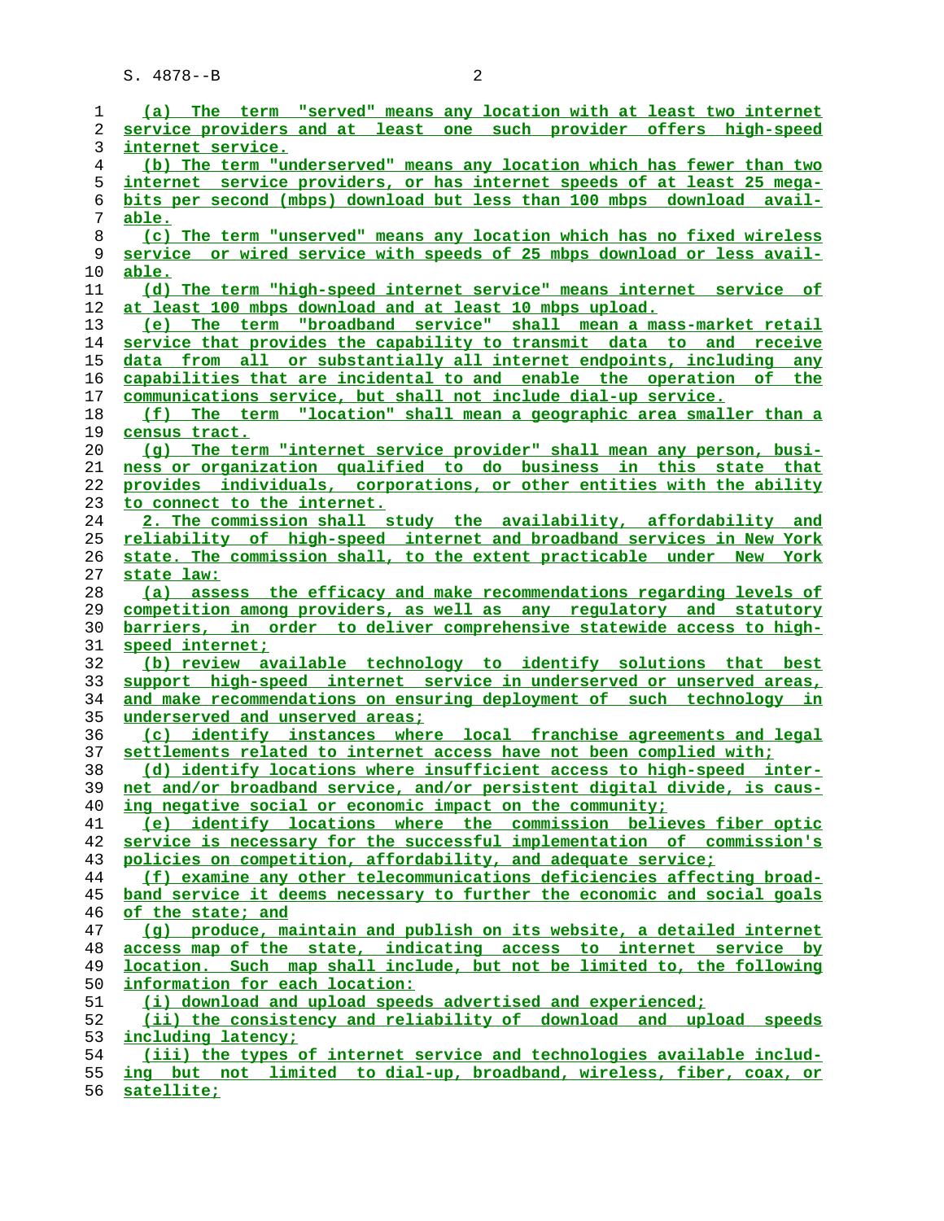(a) The term "served" means any location with at least two internet service providers and at least one such provider offers high-speed internet service.

(b) The term "underserved" means any location which has fewer than two internet service providers, or has internet speeds of at least 25 megabits per second (mbps) download but less than 100 mbps download available.

(c) The term "unserved" means any location which has no fixed wireless service or wired service with speeds of 25 mbps download or less available.

(d) The term "high-speed internet service" means internet service of at least 100 mbps download and at least 10 mbps upload.

(e) The term "broadband service" shall mean a mass-market retail service that provides the capability to transmit data to and receive data from all or substantially all internet endpoints, including any capabilities that are incidental to and enable the operation of the communications service, but shall not include dial-up service.

(f) The term "location" shall mean a geographic area smaller than a census tract.

(g) The term "internet service provider" shall mean any person, business or organization qualified to do business in this state that provides individuals, corporations, or other entities with the ability to connect to the internet.

2. The commission shall study the availability, affordability and reliability of high-speed internet and broadband services in New York state. The commission shall, to the extent practicable under New York state law:

(a) assess the efficacy and make recommendations regarding levels of competition among providers, as well as any regulatory and statutory barriers, in order to deliver comprehensive statewide access to high-speed internet;

(b) review available technology to identify solutions that best support high-speed internet service in underserved or unserved areas, and make recommendations on ensuring deployment of such technology in underserved and unserved areas;

(c) identify instances where local franchise agreements and legal settlements related to internet access have not been complied with;

(d) identify locations where insufficient access to high-speed internet and/or broadband service, and/or persistent digital divide, is causing negative social or economic impact on the community;

(e) identify locations where the commission believes fiber optic service is necessary for the successful implementation of commission's policies on competition, affordability, and adequate service;

(f) examine any other telecommunications deficiencies affecting broadband service it deems necessary to further the economic and social goals of the state; and

(g) produce, maintain and publish on its website, a detailed internet access map of the state, indicating access to internet service by location. Such map shall include, but not be limited to, the following information for each location:

(i) download and upload speeds advertised and experienced;

(ii) the consistency and reliability of download and upload speeds including latency;

(iii) the types of internet service and technologies available including but not limited to dial-up, broadband, wireless, fiber, coax, or satellite;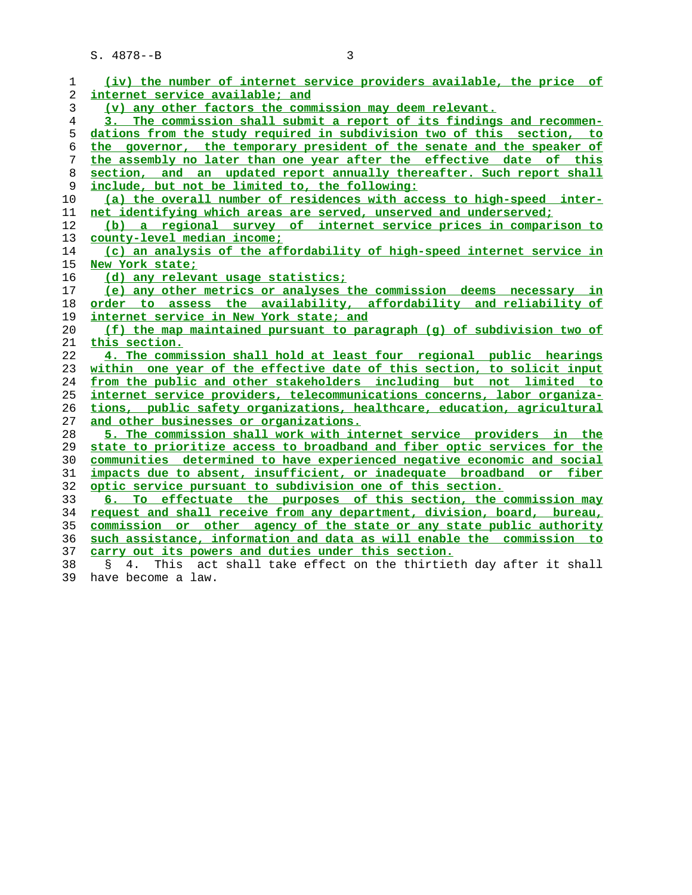(iv) the number of internet service providers available, the price of internet service available; and

(v) any other factors the commission may deem relevant.

3. The commission shall submit a report of its findings and recommendations from the study required in subdivision two of this section, to the governor, the temporary president of the senate and the speaker of the assembly no later than one year after the effective date of this section, and an updated report annually thereafter. Such report shall include, but not be limited to, the following:

(a) the overall number of residences with access to high-speed internet identifying which areas are served, unserved and underserved;

(b) a regional survey of internet service prices in comparison to county-level median income;

(c) an analysis of the affordability of high-speed internet service in New York state;

(d) any relevant usage statistics;

(e) any other metrics or analyses the commission deems necessary in order to assess the availability, affordability and reliability of internet service in New York state; and

(f) the map maintained pursuant to paragraph (g) of subdivision two of this section.

4. The commission shall hold at least four regional public hearings within one year of the effective date of this section, to solicit input from the public and other stakeholders including but not limited to internet service providers, telecommunications concerns, labor organizations, public safety organizations, healthcare, education, agricultural and other businesses or organizations.

5. The commission shall work with internet service providers in the state to prioritize access to broadband and fiber optic services for the communities determined to have experienced negative economic and social impacts due to absent, insufficient, or inadequate broadband or fiber optic service pursuant to subdivision one of this section.

6. To effectuate the purposes of this section, the commission may request and shall receive from any department, division, board, bureau, commission or other agency of the state or any state public authority such assistance, information and data as will enable the commission to carry out its powers and duties under this section.

§ 4. This act shall take effect on the thirtieth day after it shall have become a law.